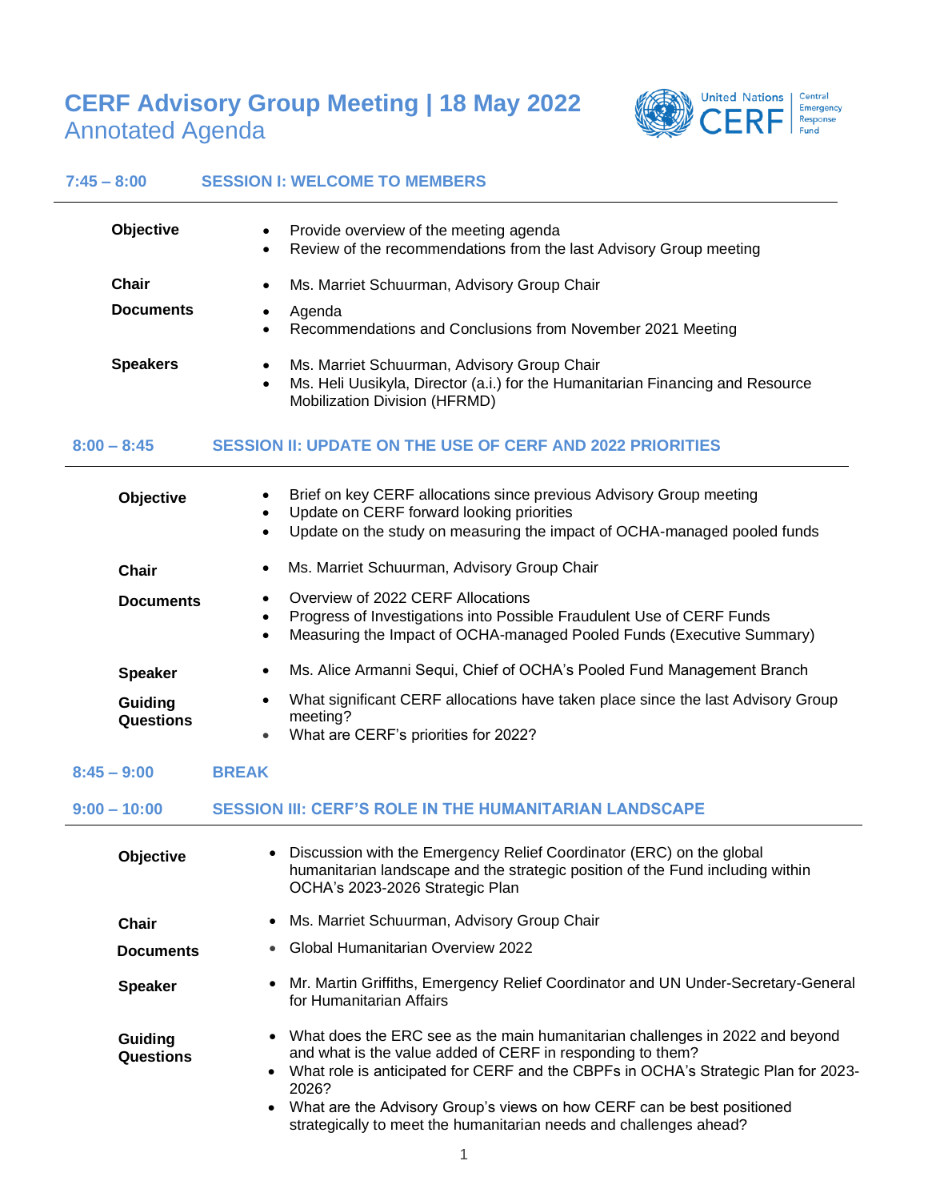# CERF Advisory Group Meeting | 18 May 2022

## Annotated Agenda

## 7:45 – 8:00 SESSION I: WELCOME TO MEMBERS

**Objective**

- Provide overview of the meeting agenda
- Review of the recommendations from the last Advisory Group meeting

**Chair**

- Ms. Marriet Schuurman, Advisory Group Chair

**Documents**

- Agenda
- Recommendations and Conclusions from November 2021 Meeting

**Speakers**

- Ms. Marriet Schuurman, Advisory Group Chair
- Ms. Heli Uusikyla, Director (a.i.) for the Humanitarian Financing and Resource Mobilization Division (HFRMD)

## 8:00 – 8:45 SESSION II: UPDATE ON THE USE OF CERF AND 2022 PRIORITIES

**Objective**

- Brief on key CERF allocations since previous Advisory Group meeting
- Update on CERF forward looking priorities
- Update on the study on measuring the impact of OCHA-managed pooled funds

**Chair**

- Ms. Marriet Schuurman, Advisory Group Chair

**Documents**

- Overview of 2022 CERF Allocations
- Progress of Investigations into Possible Fraudulent Use of CERF Funds
- Measuring the Impact of OCHA-managed Pooled Funds (Executive Summary)

**Speaker**

- Ms. Alice Armanni Sequi, Chief of OCHA's Pooled Fund Management Branch

**Guiding Questions**

- What significant CERF allocations have taken place since the last Advisory Group meeting?
- What are CERF's priorities for 2022?

## 8:45 – 9:00 BREAK

## 9:00 – 10:00 SESSION III: CERF'S ROLE IN THE HUMANITARIAN LANDSCAPE

**Objective**

- Discussion with the Emergency Relief Coordinator (ERC) on the global humanitarian landscape and the strategic position of the Fund including within OCHA's 2023-2026 Strategic Plan

**Chair**

- Ms. Marriet Schuurman, Advisory Group Chair

**Documents**

- Global Humanitarian Overview 2022

**Speaker**

- Mr. Martin Griffiths, Emergency Relief Coordinator and UN Under-Secretary-General for Humanitarian Affairs

**Guiding Questions**

- What does the ERC see as the main humanitarian challenges in 2022 and beyond and what is the value added of CERF in responding to them?
- What role is anticipated for CERF and the CBPFs in OCHA's Strategic Plan for 2023-2026?
- What are the Advisory Group's views on how CERF can be best positioned strategically to meet the humanitarian needs and challenges ahead?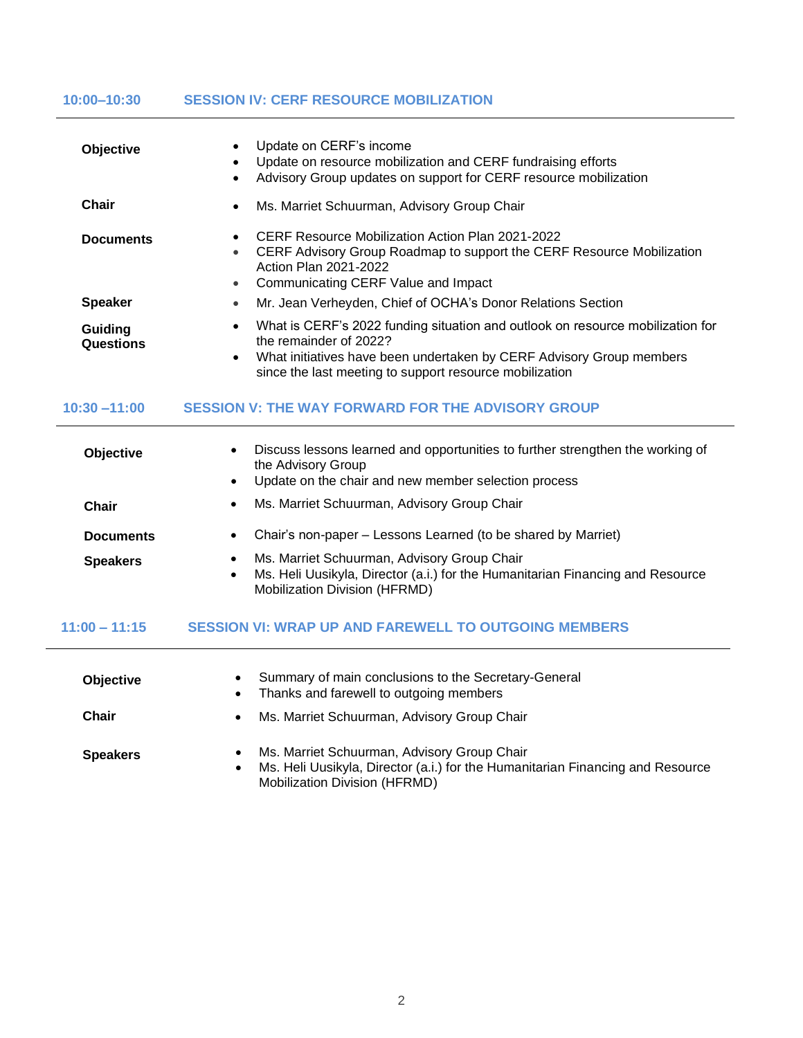## 10:00–10:30 SESSION IV: CERF RESOURCE MOBILIZATION

**Objective**

- Update on CERF's income
- Update on resource mobilization and CERF fundraising efforts
- Advisory Group updates on support for CERF resource mobilization

**Chair**

- Ms. Marriet Schuurman, Advisory Group Chair

**Documents**

- CERF Resource Mobilization Action Plan 2021-2022
- CERF Advisory Group Roadmap to support the CERF Resource Mobilization Action Plan 2021-2022
- Communicating CERF Value and Impact

**Speaker**

- Mr. Jean Verheyden, Chief of OCHA's Donor Relations Section

**Guiding Questions**

- What is CERF's 2022 funding situation and outlook on resource mobilization for the remainder of 2022?
- What initiatives have been undertaken by CERF Advisory Group members since the last meeting to support resource mobilization

## 10:30 –11:00 SESSION V: THE WAY FORWARD FOR THE ADVISORY GROUP

**Objective**

- Discuss lessons learned and opportunities to further strengthen the working of the Advisory Group
- Update on the chair and new member selection process

**Chair**

- Ms. Marriet Schuurman, Advisory Group Chair

**Documents**

- Chair's non-paper – Lessons Learned (to be shared by Marriet)

**Speakers**

- Ms. Marriet Schuurman, Advisory Group Chair
- Ms. Heli Uusikyla, Director (a.i.) for the Humanitarian Financing and Resource Mobilization Division (HFRMD)

## 11:00 – 11:15 SESSION VI: WRAP UP AND FAREWELL TO OUTGOING MEMBERS

**Objective**

- Summary of main conclusions to the Secretary-General
- Thanks and farewell to outgoing members

**Chair**

- Ms. Marriet Schuurman, Advisory Group Chair

**Speakers**

- Ms. Marriet Schuurman, Advisory Group Chair
- Ms. Heli Uusikyla, Director (a.i.) for the Humanitarian Financing and Resource Mobilization Division (HFRMD)